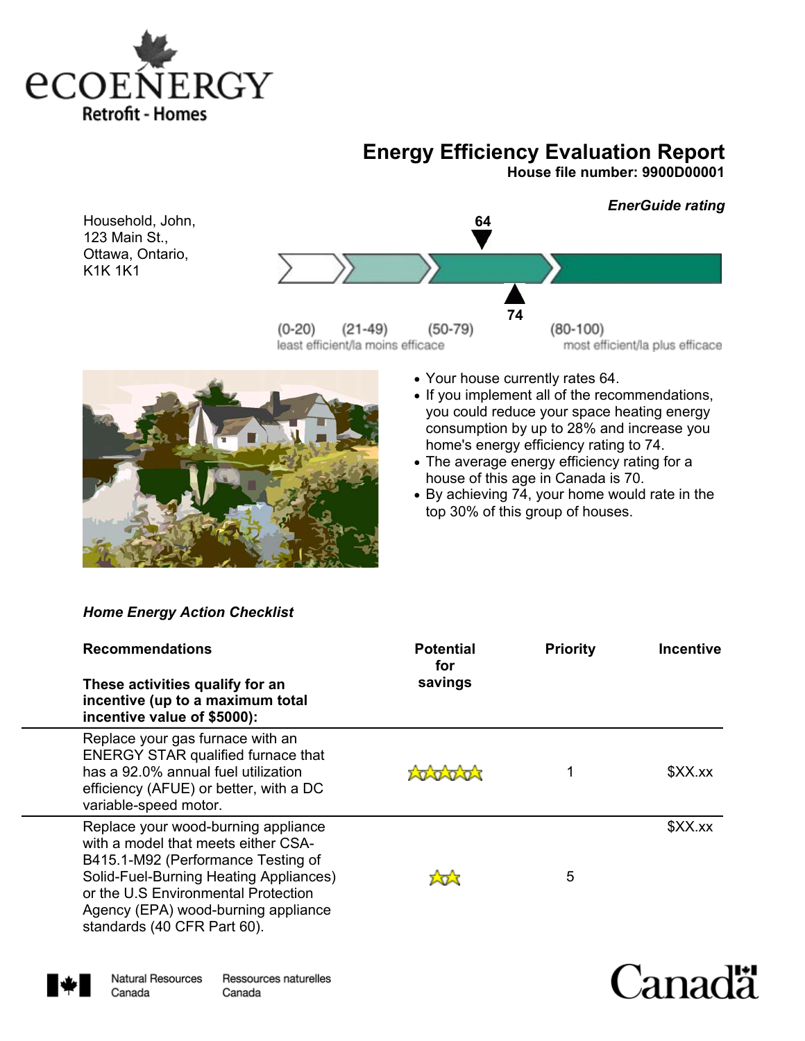ecoENERGY Retrofit - Homes

# Energy Efficiency Evaluation Report

**House file number: 9900D00001**

*EnerGuide rating*

Household, John,
123 Main St.,
Ottawa, Ontario,
K1K 1K1

64

74

(0-20) (21-49) (50-79) (80-100)

least efficient/la moins efficace — most efficient/la plus efficace

- Your house currently rates 64.
- If you implement all of the recommendations, you could reduce your space heating energy consumption by up to 28% and increase you home's energy efficiency rating to 74.
- The average energy efficiency rating for a house of this age in Canada is 70.
- By achieving 74, your home would rate in the top 30% of this group of houses.

***Home Energy Action Checklist***

| **Recommendations**<br><br>**These activities qualify for an incentive (up to a maximum total incentive value of $5000):** | **Potential for savings** | **Priority** | **Incentive** |
|---|---|---|---|
| Replace your gas furnace with an ENERGY STAR qualified furnace that has a 92.0% annual fuel utilization efficiency (AFUE) or better, with a DC variable-speed motor. | ★★★★★ | 1 | $XX.xx |
| Replace your wood-burning appliance with a model that meets either CSA-B415.1-M92 (Performance Testing of Solid-Fuel-Burning Heating Appliances) or the U.S Environmental Protection Agency (EPA) wood-burning appliance standards (40 CFR Part 60). | ★★ | 5 | $XX.xx |

Natural Resources Canada — Ressources naturelles Canada

Canada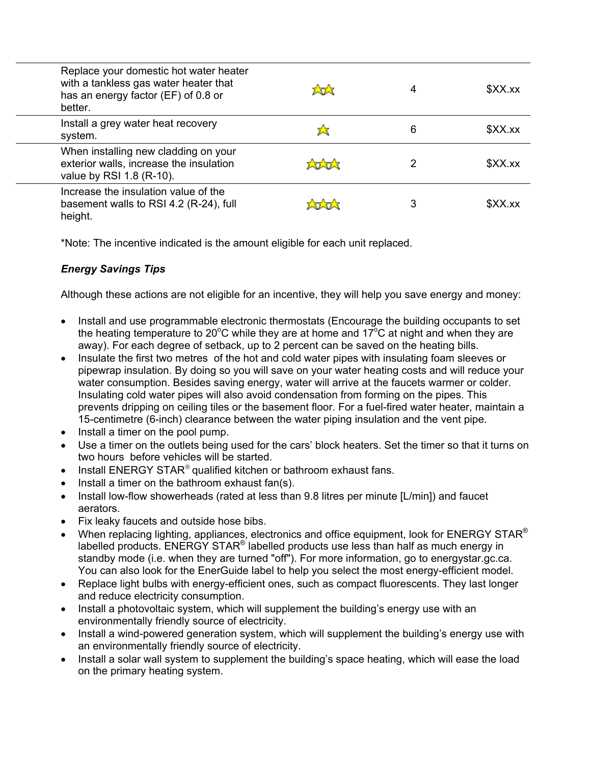| Replace your domestic hot water heater with a tankless gas water heater that has an energy factor (EF) of 0.8 or better. | ☆☆ | 4 | $XX.xx |
|---|---|---|---|
| Install a grey water heat recovery system. | ☆ | 6 | $XX.xx |
| When installing new cladding on your exterior walls, increase the insulation value by RSI 1.8 (R-10). | ☆☆☆ | 2 | $XX.xx |
| Increase the insulation value of the basement walls to RSI 4.2 (R-24), full height. | ☆☆☆ | 3 | $XX.xx |

*Note: The incentive indicated is the amount eligible for each unit replaced.

***Energy Savings Tips***

Although these actions are not eligible for an incentive, they will help you save energy and money:

- Install and use programmable electronic thermostats (Encourage the building occupants to set the heating temperature to 20°C while they are at home and 17°C at night and when they are away). For each degree of setback, up to 2 percent can be saved on the heating bills.
- Insulate the first two metres of the hot and cold water pipes with insulating foam sleeves or pipewrap insulation. By doing so you will save on your water heating costs and will reduce your water consumption. Besides saving energy, water will arrive at the faucets warmer or colder. Insulating cold water pipes will also avoid condensation from forming on the pipes. This prevents dripping on ceiling tiles or the basement floor. For a fuel-fired water heater, maintain a 15-centimetre (6-inch) clearance between the water piping insulation and the vent pipe.
- Install a timer on the pool pump.
- Use a timer on the outlets being used for the cars' block heaters. Set the timer so that it turns on two hours before vehicles will be started.
- Install ENERGY STAR® qualified kitchen or bathroom exhaust fans.
- Install a timer on the bathroom exhaust fan(s).
- Install low-flow showerheads (rated at less than 9.8 litres per minute [L/min]) and faucet aerators.
- Fix leaky faucets and outside hose bibs.
- When replacing lighting, appliances, electronics and office equipment, look for ENERGY STAR® labelled products. ENERGY STAR® labelled products use less than half as much energy in standby mode (i.e. when they are turned "off"). For more information, go to energystar.gc.ca. You can also look for the EnerGuide label to help you select the most energy-efficient model.
- Replace light bulbs with energy-efficient ones, such as compact fluorescents. They last longer and reduce electricity consumption.
- Install a photovoltaic system, which will supplement the building's energy use with an environmentally friendly source of electricity.
- Install a wind-powered generation system, which will supplement the building's energy use with an environmentally friendly source of electricity.
- Install a solar wall system to supplement the building's space heating, which will ease the load on the primary heating system.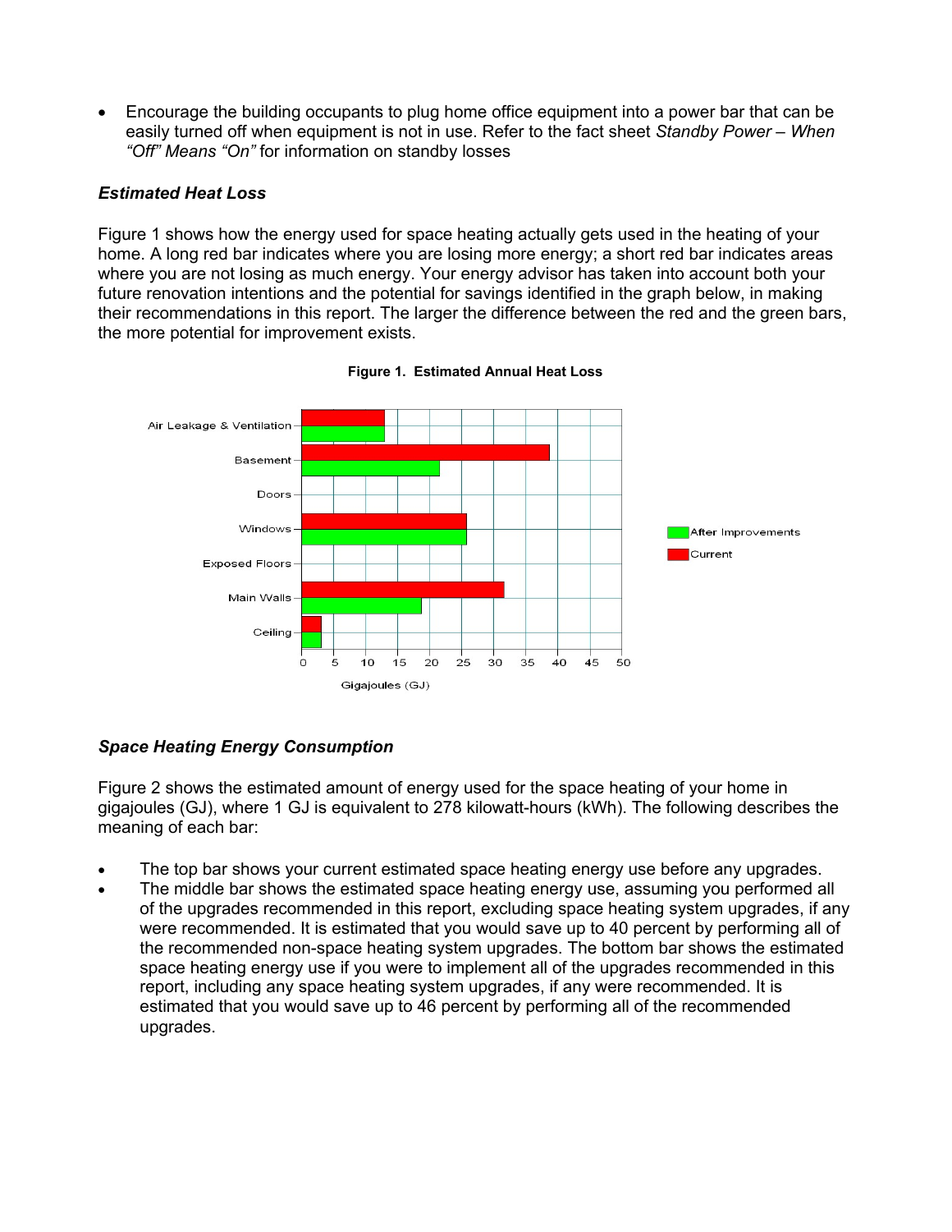- Encourage the building occupants to plug home office equipment into a power bar that can be easily turned off when equipment is not in use. Refer to the fact sheet *Standby Power – When "Off" Means "On"* for information on standby losses

### *Estimated Heat Loss*

Figure 1 shows how the energy used for space heating actually gets used in the heating of your home. A long red bar indicates where you are losing more energy; a short red bar indicates areas where you are not losing as much energy. Your energy advisor has taken into account both your future renovation intentions and the potential for savings identified in the graph below, in making their recommendations in this report. The larger the difference between the red and the green bars, the more potential for improvement exists.

**Figure 1. Estimated Annual Heat Loss**

### *Space Heating Energy Consumption*

Figure 2 shows the estimated amount of energy used for the space heating of your home in gigajoules (GJ), where 1 GJ is equivalent to 278 kilowatt-hours (kWh). The following describes the meaning of each bar:

- The top bar shows your current estimated space heating energy use before any upgrades.
- The middle bar shows the estimated space heating energy use, assuming you performed all of the upgrades recommended in this report, excluding space heating system upgrades, if any were recommended. It is estimated that you would save up to 40 percent by performing all of the recommended non-space heating system upgrades. The bottom bar shows the estimated space heating energy use if you were to implement all of the upgrades recommended in this report, including any space heating system upgrades, if any were recommended. It is estimated that you would save up to 46 percent by performing all of the recommended upgrades.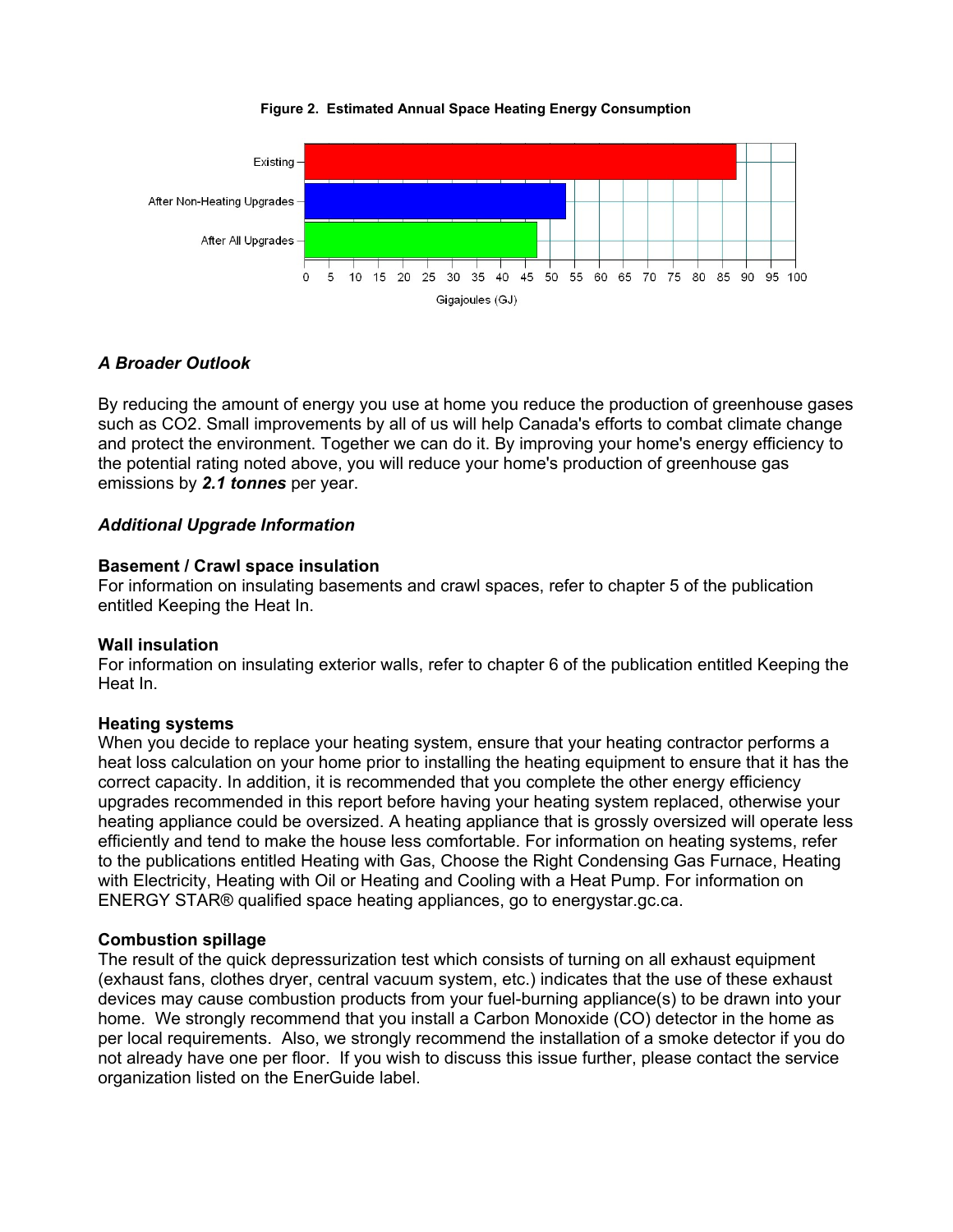**Figure 2. Estimated Annual Space Heating Energy Consumption**

### *A Broader Outlook*

By reducing the amount of energy you use at home you reduce the production of greenhouse gases such as CO2. Small improvements by all of us will help Canada's efforts to combat climate change and protect the environment. Together we can do it. By improving your home's energy efficiency to the potential rating noted above, you will reduce your home's production of greenhouse gas emissions by ***2.1 tonnes*** per year.

### *Additional Upgrade Information*

**Basement / Crawl space insulation**
For information on insulating basements and crawl spaces, refer to chapter 5 of the publication entitled Keeping the Heat In.

**Wall insulation**
For information on insulating exterior walls, refer to chapter 6 of the publication entitled Keeping the Heat In.

**Heating systems**
When you decide to replace your heating system, ensure that your heating contractor performs a heat loss calculation on your home prior to installing the heating equipment to ensure that it has the correct capacity. In addition, it is recommended that you complete the other energy efficiency upgrades recommended in this report before having your heating system replaced, otherwise your heating appliance could be oversized. A heating appliance that is grossly oversized will operate less efficiently and tend to make the house less comfortable. For information on heating systems, refer to the publications entitled Heating with Gas, Choose the Right Condensing Gas Furnace, Heating with Electricity, Heating with Oil or Heating and Cooling with a Heat Pump. For information on ENERGY STAR® qualified space heating appliances, go to energystar.gc.ca.

**Combustion spillage**
The result of the quick depressurization test which consists of turning on all exhaust equipment (exhaust fans, clothes dryer, central vacuum system, etc.) indicates that the use of these exhaust devices may cause combustion products from your fuel-burning appliance(s) to be drawn into your home. We strongly recommend that you install a Carbon Monoxide (CO) detector in the home as per local requirements. Also, we strongly recommend the installation of a smoke detector if you do not already have one per floor. If you wish to discuss this issue further, please contact the service organization listed on the EnerGuide label.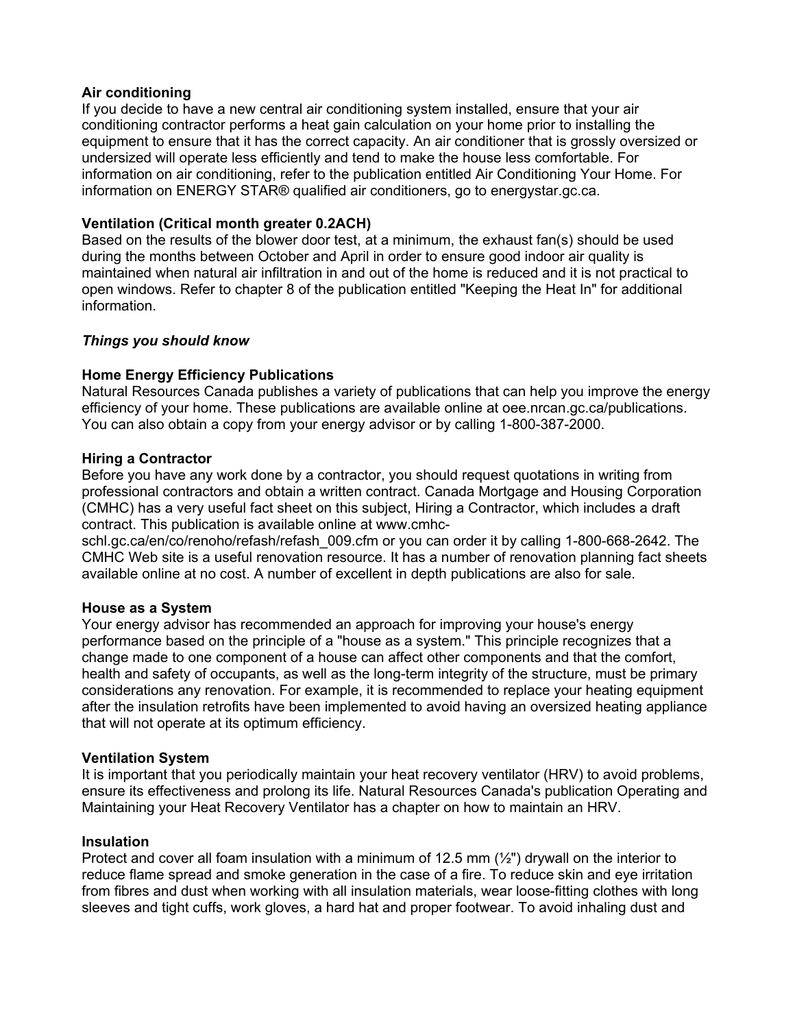**Air conditioning**

If you decide to have a new central air conditioning system installed, ensure that your air conditioning contractor performs a heat gain calculation on your home prior to installing the equipment to ensure that it has the correct capacity. An air conditioner that is grossly oversized or undersized will operate less efficiently and tend to make the house less comfortable. For information on air conditioning, refer to the publication entitled Air Conditioning Your Home. For information on ENERGY STAR® qualified air conditioners, go to energystar.gc.ca.

**Ventilation (Critical month greater 0.2ACH)**

Based on the results of the blower door test, at a minimum, the exhaust fan(s) should be used during the months between October and April in order to ensure good indoor air quality is maintained when natural air infiltration in and out of the home is reduced and it is not practical to open windows. Refer to chapter 8 of the publication entitled "Keeping the Heat In" for additional information.

***Things you should know***

**Home Energy Efficiency Publications**

Natural Resources Canada publishes a variety of publications that can help you improve the energy efficiency of your home. These publications are available online at oee.nrcan.gc.ca/publications. You can also obtain a copy from your energy advisor or by calling 1-800-387-2000.

**Hiring a Contractor**

Before you have any work done by a contractor, you should request quotations in writing from professional contractors and obtain a written contract. Canada Mortgage and Housing Corporation (CMHC) has a very useful fact sheet on this subject, Hiring a Contractor, which includes a draft contract. This publication is available online at www.cmhc-schl.gc.ca/en/co/renoho/refash/refash_009.cfm or you can order it by calling 1-800-668-2642. The CMHC Web site is a useful renovation resource. It has a number of renovation planning fact sheets available online at no cost. A number of excellent in depth publications are also for sale.

**House as a System**

Your energy advisor has recommended an approach for improving your house's energy performance based on the principle of a "house as a system." This principle recognizes that a change made to one component of a house can affect other components and that the comfort, health and safety of occupants, as well as the long-term integrity of the structure, must be primary considerations any renovation. For example, it is recommended to replace your heating equipment after the insulation retrofits have been implemented to avoid having an oversized heating appliance that will not operate at its optimum efficiency.

**Ventilation System**

It is important that you periodically maintain your heat recovery ventilator (HRV) to avoid problems, ensure its effectiveness and prolong its life. Natural Resources Canada's publication Operating and Maintaining your Heat Recovery Ventilator has a chapter on how to maintain an HRV.

**Insulation**

Protect and cover all foam insulation with a minimum of 12.5 mm (½") drywall on the interior to reduce flame spread and smoke generation in the case of a fire. To reduce skin and eye irritation from fibres and dust when working with all insulation materials, wear loose-fitting clothes with long sleeves and tight cuffs, work gloves, a hard hat and proper footwear. To avoid inhaling dust and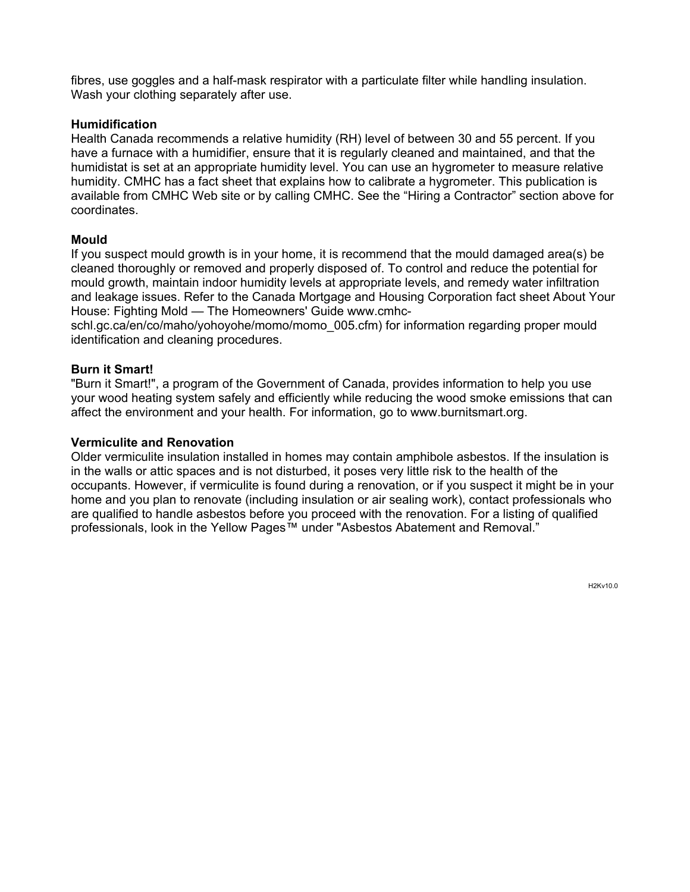fibres, use goggles and a half-mask respirator with a particulate filter while handling insulation. Wash your clothing separately after use.

**Humidification**

Health Canada recommends a relative humidity (RH) level of between 30 and 55 percent. If you have a furnace with a humidifier, ensure that it is regularly cleaned and maintained, and that the humidistat is set at an appropriate humidity level. You can use an hygrometer to measure relative humidity. CMHC has a fact sheet that explains how to calibrate a hygrometer. This publication is available from CMHC Web site or by calling CMHC. See the "Hiring a Contractor" section above for coordinates.

**Mould**

If you suspect mould growth is in your home, it is recommend that the mould damaged area(s) be cleaned thoroughly or removed and properly disposed of. To control and reduce the potential for mould growth, maintain indoor humidity levels at appropriate levels, and remedy water infiltration and leakage issues. Refer to the Canada Mortgage and Housing Corporation fact sheet About Your House: Fighting Mold — The Homeowners' Guide www.cmhc-schl.gc.ca/en/co/maho/yohoyohe/momo/momo_005.cfm) for information regarding proper mould identification and cleaning procedures.

**Burn it Smart!**

"Burn it Smart!", a program of the Government of Canada, provides information to help you use your wood heating system safely and efficiently while reducing the wood smoke emissions that can affect the environment and your health. For information, go to www.burnitsmart.org.

**Vermiculite and Renovation**

Older vermiculite insulation installed in homes may contain amphibole asbestos. If the insulation is in the walls or attic spaces and is not disturbed, it poses very little risk to the health of the occupants. However, if vermiculite is found during a renovation, or if you suspect it might be in your home and you plan to renovate (including insulation or air sealing work), contact professionals who are qualified to handle asbestos before you proceed with the renovation. For a listing of qualified professionals, look in the Yellow Pages™ under "Asbestos Abatement and Removal."

H2Kv10.0